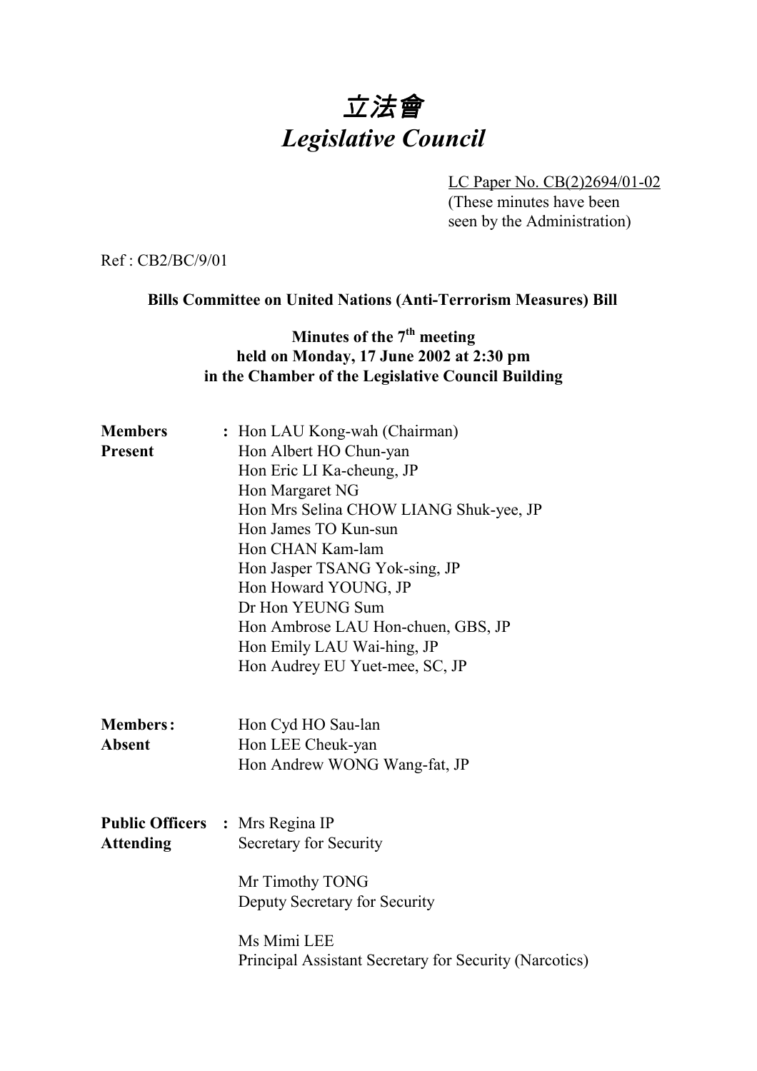# 立法會
# *Legislative Council*

LC Paper No. CB(2)2694/01-02
(These minutes have been seen by the Administration)

Ref : CB2/BC/9/01

**Bills Committee on United Nations (Anti-Terrorism Measures) Bill**

**Minutes of the 7th meeting**
**held on Monday, 17 June 2002 at 2:30 pm**
**in the Chamber of the Legislative Council Building**

| | |
|---|---|
| **Members Present** : | Hon LAU Kong-wah (Chairman)<br>Hon Albert HO Chun-yan<br>Hon Eric LI Ka-cheung, JP<br>Hon Margaret NG<br>Hon Mrs Selina CHOW LIANG Shuk-yee, JP<br>Hon James TO Kun-sun<br>Hon CHAN Kam-lam<br>Hon Jasper TSANG Yok-sing, JP<br>Hon Howard YOUNG, JP<br>Dr Hon YEUNG Sum<br>Hon Ambrose LAU Hon-chuen, GBS, JP<br>Hon Emily LAU Wai-hing, JP<br>Hon Audrey EU Yuet-mee, SC, JP |
| **Members Absent** : | Hon Cyd HO Sau-lan<br>Hon LEE Cheuk-yan<br>Hon Andrew WONG Wang-fat, JP |
| **Public Officers Attending** : | Mrs Regina IP<br>Secretary for Security<br><br>Mr Timothy TONG<br>Deputy Secretary for Security<br><br>Ms Mimi LEE<br>Principal Assistant Secretary for Security (Narcotics) |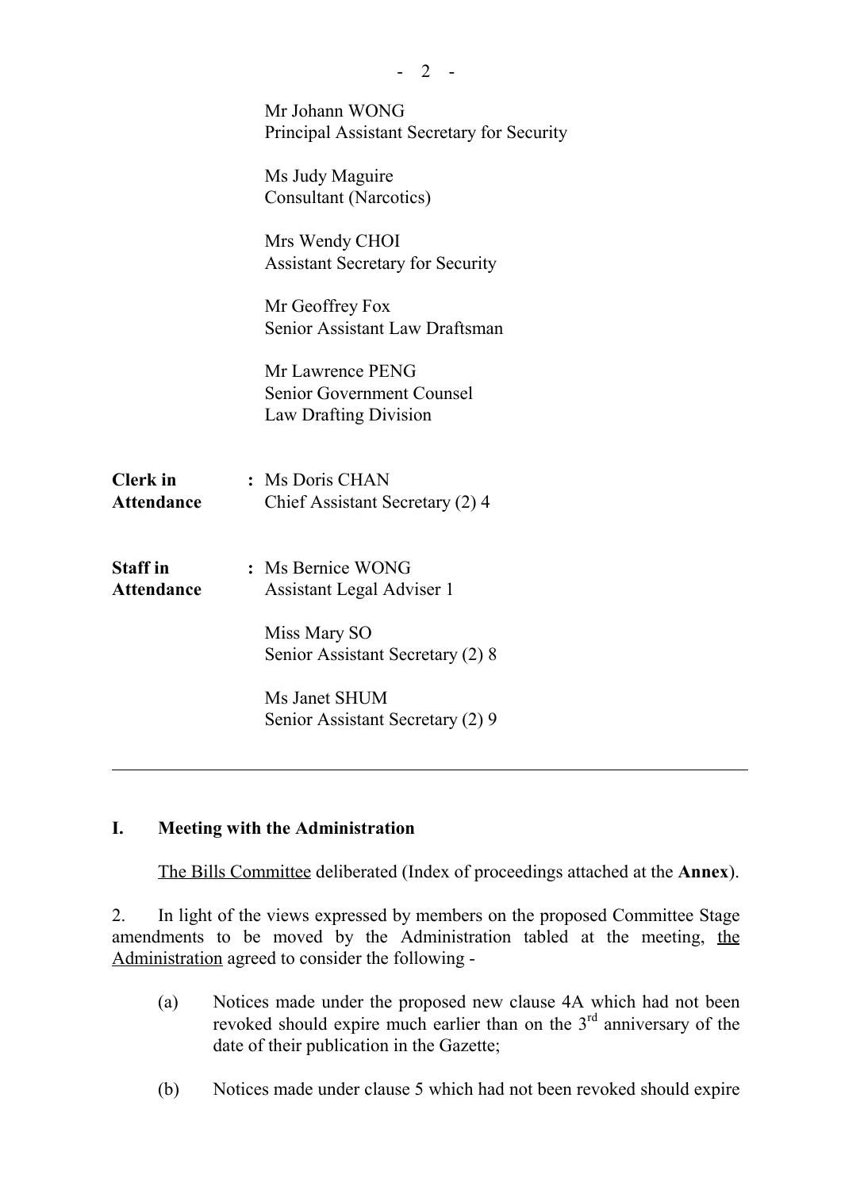Mr Johann WONG
Principal Assistant Secretary for Security

Ms Judy Maguire
Consultant (Narcotics)

Mrs Wendy CHOI
Assistant Secretary for Security

Mr Geoffrey Fox
Senior Assistant Law Draftsman

Mr Lawrence PENG
Senior Government Counsel
Law Drafting Division

**Clerk in Attendance** : Ms Doris CHAN
Chief Assistant Secretary (2) 4

**Staff in Attendance** : Ms Bernice WONG
Assistant Legal Adviser 1

Miss Mary SO
Senior Assistant Secretary (2) 8

Ms Janet SHUM
Senior Assistant Secretary (2) 9

---

## I. Meeting with the Administration

The Bills Committee deliberated (Index of proceedings attached at the **Annex**).

2. In light of the views expressed by members on the proposed Committee Stage amendments to be moved by the Administration tabled at the meeting, the Administration agreed to consider the following -

(a) Notices made under the proposed new clause 4A which had not been revoked should expire much earlier than on the 3rd anniversary of the date of their publication in the Gazette;

(b) Notices made under clause 5 which had not been revoked should expire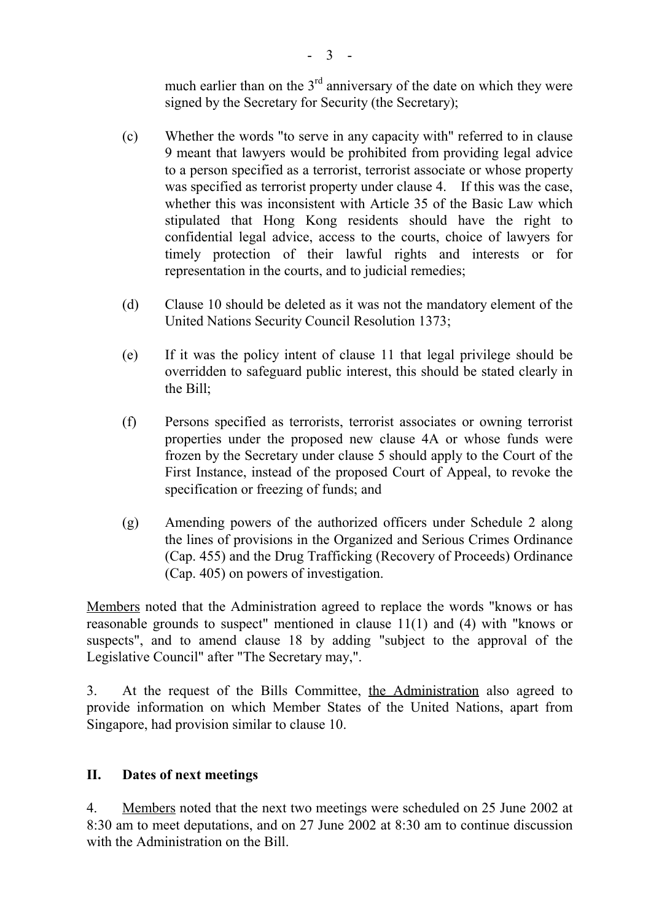much earlier than on the 3rd anniversary of the date on which they were signed by the Secretary for Security (the Secretary);

(c) Whether the words "to serve in any capacity with" referred to in clause 9 meant that lawyers would be prohibited from providing legal advice to a person specified as a terrorist, terrorist associate or whose property was specified as terrorist property under clause 4. If this was the case, whether this was inconsistent with Article 35 of the Basic Law which stipulated that Hong Kong residents should have the right to confidential legal advice, access to the courts, choice of lawyers for timely protection of their lawful rights and interests or for representation in the courts, and to judicial remedies;

(d) Clause 10 should be deleted as it was not the mandatory element of the United Nations Security Council Resolution 1373;

(e) If it was the policy intent of clause 11 that legal privilege should be overridden to safeguard public interest, this should be stated clearly in the Bill;

(f) Persons specified as terrorists, terrorist associates or owning terrorist properties under the proposed new clause 4A or whose funds were frozen by the Secretary under clause 5 should apply to the Court of the First Instance, instead of the proposed Court of Appeal, to revoke the specification or freezing of funds; and

(g) Amending powers of the authorized officers under Schedule 2 along the lines of provisions in the Organized and Serious Crimes Ordinance (Cap. 455) and the Drug Trafficking (Recovery of Proceeds) Ordinance (Cap. 405) on powers of investigation.

Members noted that the Administration agreed to replace the words "knows or has reasonable grounds to suspect" mentioned in clause 11(1) and (4) with "knows or suspects", and to amend clause 18 by adding "subject to the approval of the Legislative Council" after "The Secretary may,".

3. At the request of the Bills Committee, the Administration also agreed to provide information on which Member States of the United Nations, apart from Singapore, had provision similar to clause 10.

## II. Dates of next meetings

4. Members noted that the next two meetings were scheduled on 25 June 2002 at 8:30 am to meet deputations, and on 27 June 2002 at 8:30 am to continue discussion with the Administration on the Bill.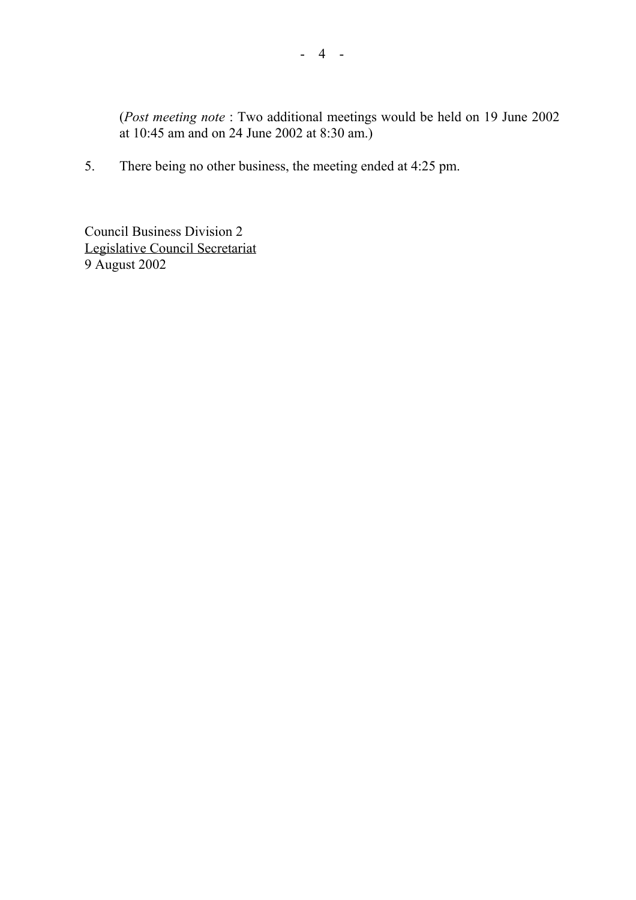(*Post meeting note* : Two additional meetings would be held on 19 June 2002 at 10:45 am and on 24 June 2002 at 8:30 am.)

5. There being no other business, the meeting ended at 4:25 pm.

Council Business Division 2
Legislative Council Secretariat
9 August 2002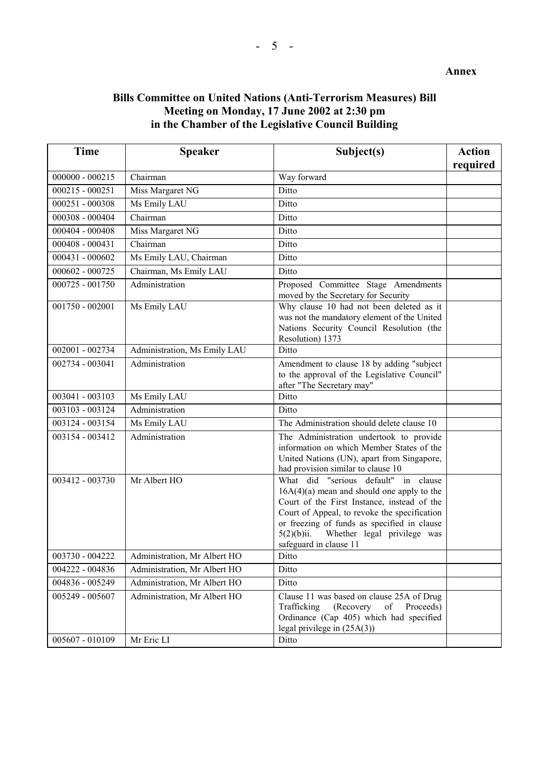**Annex**

## Bills Committee on United Nations (Anti-Terrorism Measures) Bill
## Meeting on Monday, 17 June 2002 at 2:30 pm
## in the Chamber of the Legislative Council Building

| Time | Speaker | Subject(s) | Action required |
|---|---|---|---|
| 000000 - 000215 | Chairman | Way forward | |
| 000215 - 000251 | Miss Margaret NG | Ditto | |
| 000251 - 000308 | Ms Emily LAU | Ditto | |
| 000308 - 000404 | Chairman | Ditto | |
| 000404 - 000408 | Miss Margaret NG | Ditto | |
| 000408 - 000431 | Chairman | Ditto | |
| 000431 - 000602 | Ms Emily LAU, Chairman | Ditto | |
| 000602 - 000725 | Chairman, Ms Emily LAU | Ditto | |
| 000725 - 001750 | Administration | Proposed Committee Stage Amendments moved by the Secretary for Security | |
| 001750 - 002001 | Ms Emily LAU | Why clause 10 had not been deleted as it was not the mandatory element of the United Nations Security Council Resolution (the Resolution) 1373 | |
| 002001 - 002734 | Administration, Ms Emily LAU | Ditto | |
| 002734 - 003041 | Administration | Amendment to clause 18 by adding "subject to the approval of the Legislative Council" after "The Secretary may" | |
| 003041 - 003103 | Ms Emily LAU | Ditto | |
| 003103 - 003124 | Administration | Ditto | |
| 003124 - 003154 | Ms Emily LAU | The Administration should delete clause 10 | |
| 003154 - 003412 | Administration | The Administration undertook to provide information on which Member States of the United Nations (UN), apart from Singapore, had provision similar to clause 10 | |
| 003412 - 003730 | Mr Albert HO | What did "serious default" in clause 16A(4)(a) mean and should one apply to the Court of the First Instance, instead of the Court of Appeal, to revoke the specification or freezing of funds as specified in clause 5(2)(b)ii. Whether legal privilege was safeguard in clause 11 | |
| 003730 - 004222 | Administration, Mr Albert HO | Ditto | |
| 004222 - 004836 | Administration, Mr Albert HO | Ditto | |
| 004836 - 005249 | Administration, Mr Albert HO | Ditto | |
| 005249 - 005607 | Administration, Mr Albert HO | Clause 11 was based on clause 25A of Drug Trafficking (Recovery of Proceeds) Ordinance (Cap 405) which had specified legal privilege in (25A(3)) | |
| 005607 - 010109 | Mr Eric LI | Ditto | |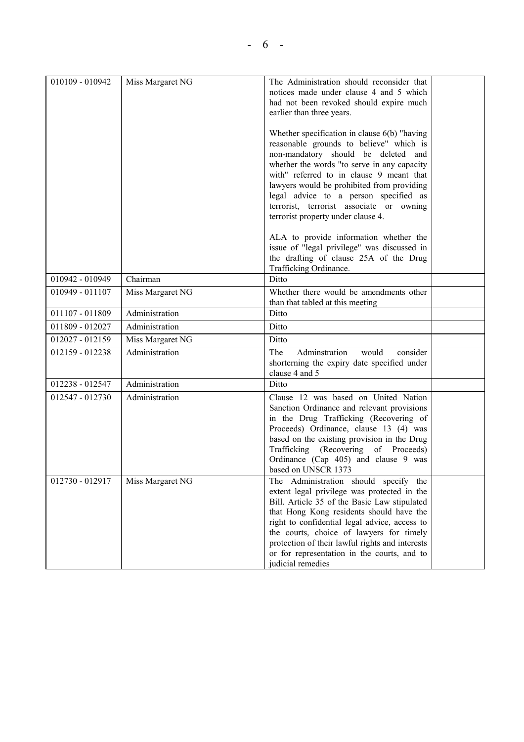| | | | |
|---|---|---|---|
| 010109 - 010942 | Miss Margaret NG | The Administration should reconsider that notices made under clause 4 and 5 which had not been revoked should expire much earlier than three years.<br><br>Whether specification in clause 6(b) "having reasonable grounds to believe" which is non-mandatory should be deleted and whether the words "to serve in any capacity with" referred to in clause 9 meant that lawyers would be prohibited from providing legal advice to a person specified as terrorist, terrorist associate or owning terrorist property under clause 4.<br><br>ALA to provide information whether the issue of "legal privilege" was discussed in the drafting of clause 25A of the Drug Trafficking Ordinance. | |
| 010942 - 010949 | Chairman | Ditto | |
| 010949 - 011107 | Miss Margaret NG | Whether there would be amendments other than that tabled at this meeting | |
| 011107 - 011809 | Administration | Ditto | |
| 011809 - 012027 | Administration | Ditto | |
| 012027 - 012159 | Miss Margaret NG | Ditto | |
| 012159 - 012238 | Administration | The Adminstration would consider shorterning the expiry date specified under clause 4 and 5 | |
| 012238 - 012547 | Administration | Ditto | |
| 012547 - 012730 | Administration | Clause 12 was based on United Nation Sanction Ordinance and relevant provisions in the Drug Trafficking (Recovering of Proceeds) Ordinance, clause 13 (4) was based on the existing provision in the Drug Trafficking (Recovering of Proceeds) Ordinance (Cap 405) and clause 9 was based on UNSCR 1373 | |
| 012730 - 012917 | Miss Margaret NG | The Administration should specify the extent legal privilege was protected in the Bill. Article 35 of the Basic Law stipulated that Hong Kong residents should have the right to confidential legal advice, access to the courts, choice of lawyers for timely protection of their lawful rights and interests or for representation in the courts, and to judicial remedies | |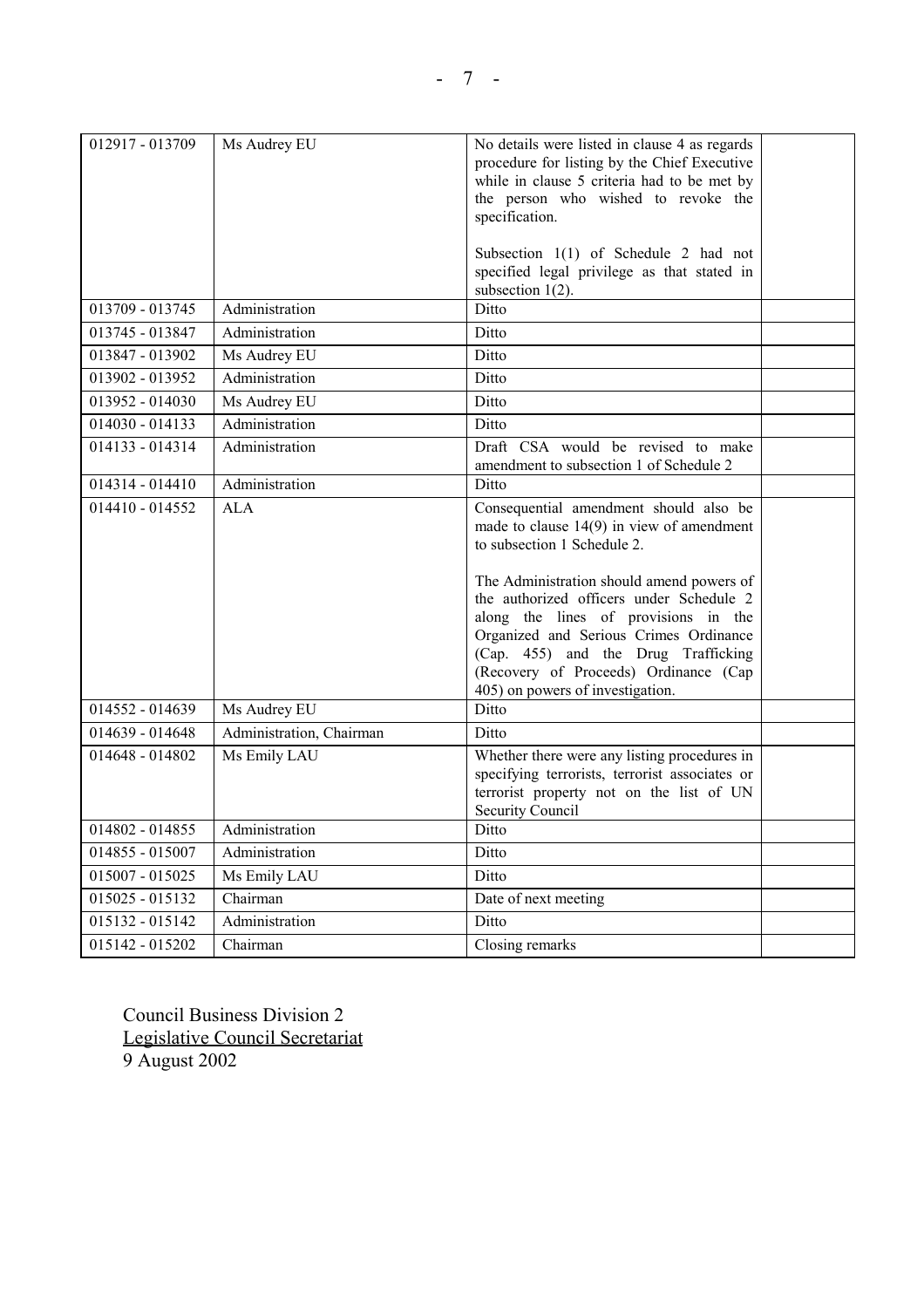| | | | |
|---|---|---|---|
| 012917 - 013709 | Ms Audrey EU | No details were listed in clause 4 as regards procedure for listing by the Chief Executive while in clause 5 criteria had to be met by the person who wished to revoke the specification.<br><br>Subsection 1(1) of Schedule 2 had not specified legal privilege as that stated in subsection 1(2). | |
| 013709 - 013745 | Administration | Ditto | |
| 013745 - 013847 | Administration | Ditto | |
| 013847 - 013902 | Ms Audrey EU | Ditto | |
| 013902 - 013952 | Administration | Ditto | |
| 013952 - 014030 | Ms Audrey EU | Ditto | |
| 014030 - 014133 | Administration | Ditto | |
| 014133 - 014314 | Administration | Draft CSA would be revised to make amendment to subsection 1 of Schedule 2 | |
| 014314 - 014410 | Administration | Ditto | |
| 014410 - 014552 | ALA | Consequential amendment should also be made to clause 14(9) in view of amendment to subsection 1 Schedule 2.<br><br>The Administration should amend powers of the authorized officers under Schedule 2 along the lines of provisions in the Organized and Serious Crimes Ordinance (Cap. 455) and the Drug Trafficking (Recovery of Proceeds) Ordinance (Cap 405) on powers of investigation. | |
| 014552 - 014639 | Ms Audrey EU | Ditto | |
| 014639 - 014648 | Administration, Chairman | Ditto | |
| 014648 - 014802 | Ms Emily LAU | Whether there were any listing procedures in specifying terrorists, terrorist associates or terrorist property not on the list of UN Security Council | |
| 014802 - 014855 | Administration | Ditto | |
| 014855 - 015007 | Administration | Ditto | |
| 015007 - 015025 | Ms Emily LAU | Ditto | |
| 015025 - 015132 | Chairman | Date of next meeting | |
| 015132 - 015142 | Administration | Ditto | |
| 015142 - 015202 | Chairman | Closing remarks | |

Council Business Division 2
Legislative Council Secretariat
9 August 2002